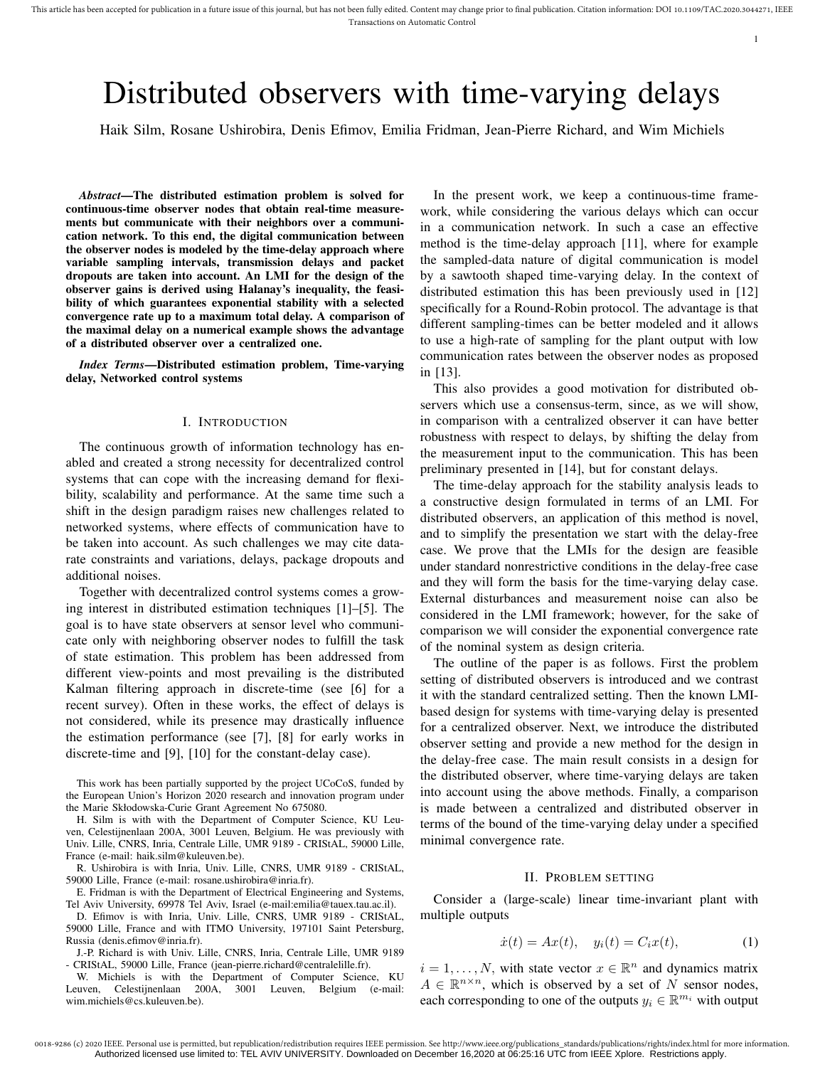# Distributed observers with time-varying delays

Haik Silm, Rosane Ushirobira, Denis Efimov, Emilia Fridman, Jean-Pierre Richard, and Wim Michiels

***Abstract*—The distributed estimation problem is solved for continuous-time observer nodes that obtain real-time measurements but communicate with their neighbors over a communication network. To this end, the digital communication between the observer nodes is modeled by the time-delay approach where variable sampling intervals, transmission delays and packet dropouts are taken into account. An LMI for the design of the observer gains is derived using Halanay's inequality, the feasibility of which guarantees exponential stability with a selected convergence rate up to a maximum total delay. A comparison of the maximal delay on a numerical example shows the advantage of a distributed observer over a centralized one.**

***Index Terms*—Distributed estimation problem, Time-varying delay, Networked control systems**

This work has been partially supported by the project UCoCoS, funded by the European Union's Horizon 2020 research and innovation program under the Marie Skłodowska-Curie Grant Agreement No 675080.

H. Silm is with the Department of Computer Science, KU Leuven, Celestijnenlaan 200A, 3001 Leuven, Belgium. He was previously with Univ. Lille, CNRS, Inria, Centrale Lille, UMR 9189 - CRIStAL, 59000 Lille, France (e-mail: haik.silm@kuleuven.be).

R. Ushirobira is with Inria, Univ. Lille, CNRS, UMR 9189 - CRIStAL, 59000 Lille, France (e-mail: rosane.ushirobira@inria.fr).

E. Fridman is with the Department of Electrical Engineering and Systems, Tel Aviv University, 69978 Tel Aviv, Israel (e-mail:emilia@tauex.tau.ac.il).

D. Efimov is with Inria, Univ. Lille, CNRS, UMR 9189 - CRIStAL, 59000 Lille, France and with ITMO University, 197101 Saint Petersburg, Russia (denis.efimov@inria.fr).

J.-P. Richard is with Univ. Lille, CNRS, Inria, Centrale Lille, UMR 9189 - CRIStAL, 59000 Lille, France (jean-pierre.richard@centralelille.fr).

W. Michiels is with the Department of Computer Science, KU Leuven, Celestijnenlaan 200A, 3001 Leuven, Belgium (e-mail: wim.michiels@cs.kuleuven.be).

## I. Introduction

The continuous growth of information technology has enabled and created a strong necessity for decentralized control systems that can cope with the increasing demand for flexibility, scalability and performance. At the same time such a shift in the design paradigm raises new challenges related to networked systems, where effects of communication have to be taken into account. As such challenges we may cite data-rate constraints and variations, delays, package dropouts and additional noises.

Together with decentralized control systems comes a growing interest in distributed estimation techniques [1]–[5]. The goal is to have state observers at sensor level who communicate only with neighboring observer nodes to fulfill the task of state estimation. This problem has been addressed from different view-points and most prevailing is the distributed Kalman filtering approach in discrete-time (see [6] for a recent survey). Often in these works, the effect of delays is not considered, while its presence may drastically influence the estimation performance (see [7], [8] for early works in discrete-time and [9], [10] for the constant-delay case).

In the present work, we keep a continuous-time framework, while considering the various delays which can occur in a communication network. In such a case an effective method is the time-delay approach [11], where for example the sampled-data nature of digital communication is model by a sawtooth shaped time-varying delay. In the context of distributed estimation this has been previously used in [12] specifically for a Round-Robin protocol. The advantage is that different sampling-times can be better modeled and it allows to use a high-rate of sampling for the plant output with low communication rates between the observer nodes as proposed in [13].

This also provides a good motivation for distributed observers which use a consensus-term, since, as we will show, in comparison with a centralized observer it can have better robustness with respect to delays, by shifting the delay from the measurement input to the communication. This has been preliminary presented in [14], but for constant delays.

The time-delay approach for the stability analysis leads to a constructive design formulated in terms of an LMI. For distributed observers, an application of this method is novel, and to simplify the presentation we start with the delay-free case. We prove that the LMIs for the design are feasible under standard nonrestrictive conditions in the delay-free case and they will form the basis for the time-varying delay case. External disturbances and measurement noise can also be considered in the LMI framework; however, for the sake of comparison we will consider the exponential convergence rate of the nominal system as design criteria.

The outline of the paper is as follows. First the problem setting of distributed observers is introduced and we contrast it with the standard centralized setting. Then the known LMI-based design for systems with time-varying delay is presented for a centralized observer. Next, we introduce the distributed observer setting and provide a new method for the design in the delay-free case. The main result consists in a design for the distributed observer, where time-varying delays are taken into account using the above methods. Finally, a comparison is made between a centralized and distributed observer in terms of the bound of the time-varying delay under a specified minimal convergence rate.

## II. Problem setting

Consider a (large-scale) linear time-invariant plant with multiple outputs

$$\dot{x}(t) = Ax(t), \quad y_i(t) = C_i x(t), \tag{1}$$

$i = 1, \ldots, N$, with state vector $x \in \mathbb{R}^n$ and dynamics matrix $A \in \mathbb{R}^{n \times n}$, which is observed by a set of $N$ sensor nodes, each corresponding to one of the outputs $y_i \in \mathbb{R}^{m_i}$ with output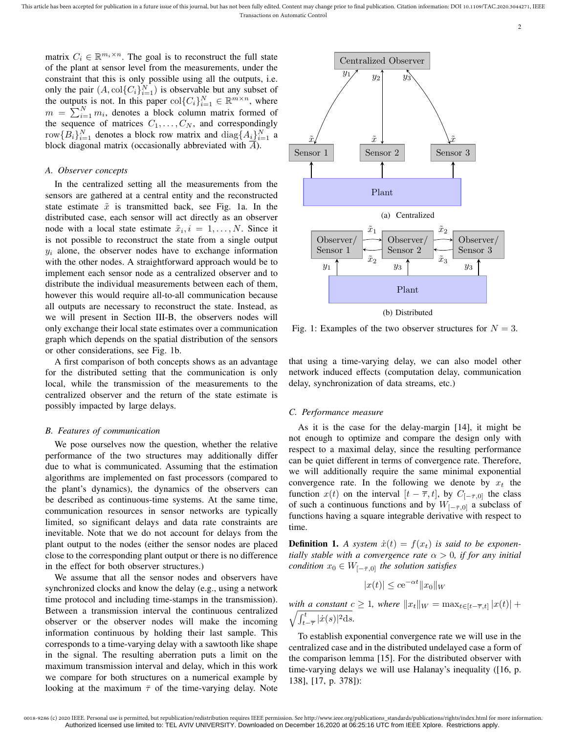matrix $C_i \in \mathbb{R}^{m_i \times n}$. The goal is to reconstruct the full state of the plant at sensor level from the measurements, under the constraint that this is only possible using all the outputs, i.e. only the pair $(A, \mathrm{col}\{C_i\}_{i=1}^N)$ is observable but any subset of the outputs is not. In this paper $\mathrm{col}\{C_i\}_{i=1}^N \in \mathbb{R}^{m \times n}$, where $m = \sum_{i=1}^N m_i$, denotes a block column matrix formed of the sequence of matrices $C_1, \ldots, C_N$, and correspondingly $\mathrm{row}\{B_i\}_{i=1}^N$ denotes a block row matrix and $\mathrm{diag}\{A_i\}_{i=1}^N$ a block diagonal matrix (occasionally abbreviated with $\overline{A}$).

### A. Observer concepts

In the centralized setting all the measurements from the sensors are gathered at a central entity and the reconstructed state estimate $\tilde{x}$ is transmitted back, see Fig. 1a. In the distributed case, each sensor will act directly as an observer node with a local state estimate $\tilde{x}_i, i = 1, \ldots, N$. Since it is not possible to reconstruct the state from a single output $y_i$ alone, the observer nodes have to exchange information with the other nodes. A straightforward approach would be to implement each sensor node as a centralized observer and to distribute the individual measurements between each of them, however this would require all-to-all communication because all outputs are necessary to reconstruct the state. Instead, as we will present in Section III-B, the observers nodes will only exchange their local state estimates over a communication graph which depends on the spatial distribution of the sensors or other considerations, see Fig. 1b.

A first comparison of both concepts shows as an advantage for the distributed setting that the communication is only local, while the transmission of the measurements to the centralized observer and the return of the state estimate is possibly impacted by large delays.

### B. Features of communication

We pose ourselves now the question, whether the relative performance of the two structures may additionally differ due to what is communicated. Assuming that the estimation algorithms are implemented on fast processors (compared to the plant's dynamics), the dynamics of the observers can be described as continuous-time systems. At the same time, communication resources in sensor networks are typically limited, so significant delays and data rate constraints are inevitable. Note that we do not account for delays from the plant output to the nodes (either the sensor nodes are placed close to the corresponding plant output or there is no difference in the effect for both observer structures.)

We assume that all the sensor nodes and observers have synchronized clocks and know the delay (e.g., using a network time protocol and including time-stamps in the transmission). Between a transmission interval the continuous centralized observer or the observer nodes will make the incoming information continuous by holding their last sample. This corresponds to a time-varying delay with a sawtooth like shape in the signal. The resulting aberration puts a limit on the maximum transmission interval and delay, which in this work we compare for both structures on a numerical example by looking at the maximum $\bar{\tau}$ of the time-varying delay. Note that using a time-varying delay, we can also model other network induced effects (computation delay, communication delay, synchronization of data streams, etc.)

(a) Centralized

(b) Distributed

Fig. 1: Examples of the two observer structures for $N = 3$.

### C. Performance measure

As it is the case for the delay-margin [14], it might be not enough to optimize and compare the design only with respect to a maximal delay, since the resulting performance can be quiet different in terms of convergence rate. Therefore, we will additionally require the same minimal exponential convergence rate. In the following we denote by $x_t$ the function $x(t)$ on the interval $[t - \bar{\tau}, t]$, by $C_{[-\bar{\tau},0]}$ the class of such a continuous functions and by $W_{[-\bar{\tau},0]}$ a subclass of functions having a square integrable derivative with respect to time.

**Definition 1.** *A system $\dot{x}(t) = f(x_t)$ is said to be exponentially stable with a convergence rate $\alpha > 0$, if for any initial condition $x_0 \in W_{[-\bar{\tau},0]}$ the solution satisfies*

$$|x(t)| \leq c\mathrm{e}^{-\alpha t} \|x_0\|_W$$

*with a constant $c \geq 1$, where $\|x_t\|_W = \max_{t \in [t-\bar{\tau},t]} |x(t)| + \sqrt{\int_{t-\bar{\tau}}^{t} |\dot{x}(s)|^2 \mathrm{d}s}$.*

To establish exponential convergence rate we will use in the centralized case and in the distributed undelayed case a form of the comparison lemma [15]. For the distributed observer with time-varying delays we will use Halanay's inequality ([16, p. 138], [17, p. 378]):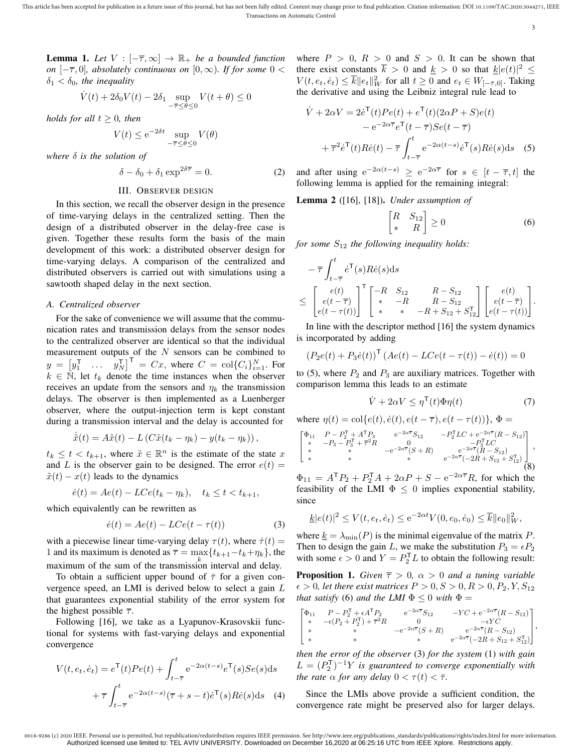**Lemma 1.** *Let $V : [-\overline{\tau}, \infty] \to \mathbb{R}_+$ be a bounded function on $[-\overline{\tau}, 0]$, absolutely continuous on $[0, \infty)$. If for some $0 < \delta_1 < \delta_0$, the inequality*

$$\dot{V}(t) + 2\delta_0 V(t) - 2\delta_1 \sup_{-\overline{\tau} \le \theta \le 0} V(t+\theta) \le 0$$

*holds for all $t \ge 0$, then*

$$V(t) \le \mathrm{e}^{-2\delta t} \sup_{-\overline{\tau} \le \theta \le 0} V(\theta)$$

*where $\delta$ is the solution of*

$$\delta - \delta_0 + \delta_1 \exp^{2\delta\overline{\tau}} = 0. \tag{2}$$

## III. Observer design

In this section, we recall the observer design in the presence of time-varying delays in the centralized setting. Then the design of a distributed observer in the delay-free case is given. Together these results form the basis of the main development of this work: a distributed observer design for time-varying delays. A comparison of the centralized and distributed observers is carried out with simulations using a sawtooth shaped delay in the next section.

### A. Centralized observer

For the sake of convenience we will assume that the communication rates and transmission delays from the sensor nodes to the centralized observer are identical so that the individual measurement outputs of the $N$ sensors can be combined to $y = \begin{bmatrix} y_1^\mathsf{T} & \dots & y_N^\mathsf{T} \end{bmatrix}^\mathsf{T} = Cx$, where $C = \mathrm{col}\{C_i\}_{i=1}^N$. For $k \in \mathbb{N}$, let $t_k$ denote the time instances when the observer receives an update from the sensors and $\eta_k$ the transmission delays. The observer is then implemented as a Luenberger observer, where the output-injection term is kept constant during a transmission interval and the delay is accounted for

$$\dot{\tilde{x}}(t) = A\tilde{x}(t) - L\left(C\tilde{x}(t_k - \eta_k) - y(t_k - \eta_k)\right),$$

$t_k \le t < t_{k+1}$, where $\tilde{x} \in \mathbb{R}^n$ is the estimate of the state $x$ and $L$ is the observer gain to be designed. The error $e(t) = \tilde{x}(t) - x(t)$ leads to the dynamics

$$\dot{e}(t) = Ae(t) - LCe(t_k - \eta_k), \quad t_k \le t < t_{k+1},$$

which equivalently can be rewritten as

$$\dot{e}(t) = Ae(t) - LCe(t - \tau(t)) \tag{3}$$

with a piecewise linear time-varying delay $\tau(t)$, where $\dot{\tau}(t) = 1$ and its maximum is denoted as $\overline{\tau} = \max_k \{t_{k+1} - t_k + \eta_k\}$, the maximum of the sum of the transmission interval and delay.

To obtain a sufficient upper bound of $\bar{\tau}$ for a given convergence speed, an LMI is derived below to select a gain $L$ that guarantees exponential stability of the error system for the highest possible $\overline{\tau}$.

Following [16], we take as a Lyapunov-Krasovskii functional for systems with fast-varying delays and exponential convergence

$$V(t, e_t, \dot{e}_t) = e^\mathsf{T}(t)Pe(t) + \int_{t-\overline{\tau}}^{t} \mathrm{e}^{-2\alpha(t-s)} e^\mathsf{T}(s)Se(s)\mathrm{d}s + \overline{\tau} \int_{t-\overline{\tau}}^{t} \mathrm{e}^{-2\alpha(t-s)} (\overline{\tau} + s - t)\dot{e}^\mathsf{T}(s)R\dot{e}(s)\mathrm{d}s \tag{4}$$

where $P > 0$, $R > 0$ and $S > 0$. It can be shown that there exist constants $\overline{k} > 0$ and $\underline{k} > 0$ so that $\underline{k}|e(t)|^2 \le V(t, e_t, \dot{e}_t) \le \overline{k}\|e_t\|_W^2$ for all $t \ge 0$ and $e_t \in W_{[-\overline{\tau},0]}$. Taking the derivative and using the Leibniz integral rule lead to

$$\begin{aligned} \dot{V} + 2\alpha V = {} & 2\dot{e}^\mathsf{T}(t)Pe(t) + e^\mathsf{T}(t)(2\alpha P + S)e(t) \\ & - \mathrm{e}^{-2\alpha\overline{\tau}} e^\mathsf{T}(t-\overline{\tau})Se(t-\overline{\tau}) \\ & + \overline{\tau}^2 \dot{e}^\mathsf{T}(t)R\dot{e}(t) - \overline{\tau}\int_{t-\overline{\tau}}^{t} \mathrm{e}^{-2\alpha(t-s)}\dot{e}^\mathsf{T}(s)R\dot{e}(s)\mathrm{d}s \end{aligned} \tag{5}$$

and after using $\mathrm{e}^{-2\alpha(t-s)} \ge \mathrm{e}^{-2\alpha\overline{\tau}}$ for $s \in [t - \overline{\tau}, t]$ the following lemma is applied for the remaining integral:

**Lemma 2** ([16], [18])**.** *Under assumption of*

$$\begin{bmatrix} R & S_{12} \\ * & R \end{bmatrix} \ge 0 \tag{6}$$

*for some $S_{12}$ the following inequality holds:*

$$-\overline{\tau}\int_{t-\overline{\tau}}^{t} \dot{e}^\mathsf{T}(s)R\dot{e}(s)\mathrm{d}s \le \begin{bmatrix} e(t) \\ e(t-\overline{\tau}) \\ e(t-\tau(t)) \end{bmatrix}^\mathsf{T} \begin{bmatrix} -R & S_{12} & R - S_{12} \\ * & -R & R - S_{12} \\ * & * & -R + S_{12} + S_{12}^\mathsf{T} \end{bmatrix} \begin{bmatrix} e(t) \\ e(t-\overline{\tau}) \\ e(t-\tau(t)) \end{bmatrix}.$$

In line with the descriptor method [16] the system dynamics is incorporated by adding

$$\left(P_2 e(t) + P_3\dot{e}(t)\right)^\mathsf{T}\left(Ae(t) - LCe(t - \tau(t)) - \dot{e}(t)\right) = 0$$

to (5), where $P_2$ and $P_3$ are auxiliary matrices. Together with comparison lemma this leads to an estimate

$$\dot{V} + 2\alpha V \le \eta^\mathsf{T}(t)\Phi\eta(t) \tag{7}$$

where $\eta(t) = \mathrm{col}\{e(t), \dot{e}(t), e(t-\overline{\tau}), e(t-\tau(t))\}$, $\Phi =$

$$\begin{bmatrix} \Phi_{11} & P - P_2^\mathsf{T} + A^\mathsf{T}P_3 & \mathrm{e}^{-2\alpha\overline{\tau}}S_{12} & -P_2^\mathsf{T}LC + \mathrm{e}^{-2\alpha\overline{\tau}}(R - S_{12}) \\ * & -P_3 - P_3^\mathsf{T} + \overline{\tau}^2 R & 0 & -P_3^\mathsf{T}LC \\ * & * & -\mathrm{e}^{-2\alpha\overline{\tau}}(S + R) & \mathrm{e}^{-2\alpha\overline{\tau}}(R - S_{12}) \\ * & * & * & \mathrm{e}^{-2\alpha\overline{\tau}}(-2R + S_{12} + S_{12}^\mathsf{T}) \end{bmatrix}, \tag{8}$$

$\Phi_{11} = A^\mathsf{T}P_2 + P_2^\mathsf{T}A + 2\alpha P + S - \mathrm{e}^{-2\alpha\overline{\tau}}R$, for which the feasibility of the LMI $\Phi \le 0$ implies exponential stability, since

$$\underline{k}|e(t)|^2 \le V(t, e_t, \dot{e}_t) \le \mathrm{e}^{-2\alpha t}V(0, e_0, \dot{e}_0) \le \overline{k}\|e_0\|_W^2,$$

where $\underline{k} = \lambda_{\min}(P)$ is the minimal eigenvalue of the matrix $P$. Then to design the gain $L$, we make the substitution $P_3 = \epsilon P_2$ with some $\epsilon > 0$ and $Y = P_2^\mathsf{T}L$ to obtain the following result:

**Proposition 1.** *Given $\overline{\tau} > 0$, $\alpha > 0$ and a tuning variable $\epsilon > 0$, let there exist matrices $P > 0, S > 0, R > 0, P_2, Y, S_{12}$ that satisfy* (6) *and the LMI $\Phi \le 0$ with $\Phi =$*

$$\begin{bmatrix} \Phi_{11} & P - P_2^\mathsf{T} + \epsilon A^\mathsf{T}P_2 & \mathrm{e}^{-2\alpha\overline{\tau}}S_{12} & -YC + \mathrm{e}^{-2\alpha\overline{\tau}}(R - S_{12}) \\ * & -\epsilon(P_2 + P_2^\mathsf{T}) + \overline{\tau}^2 R & 0 & -\epsilon YC \\ * & * & -\mathrm{e}^{-2\alpha\overline{\tau}}(S + R) & \mathrm{e}^{-2\alpha\overline{\tau}}(R - S_{12}) \\ * & * & * & \mathrm{e}^{-2\alpha\overline{\tau}}(-2R + S_{12} + S_{12}^\mathsf{T}) \end{bmatrix},$$

*then the error of the observer* (3) *for the system* (1) *with gain $L = (P_2^\mathsf{T})^{-1}Y$ is guaranteed to converge exponentially with the rate $\alpha$ for any delay $0 < \tau(t) < \bar{\tau}$.*

Since the LMIs above provide a sufficient condition, the convergence rate might be preserved also for larger delays.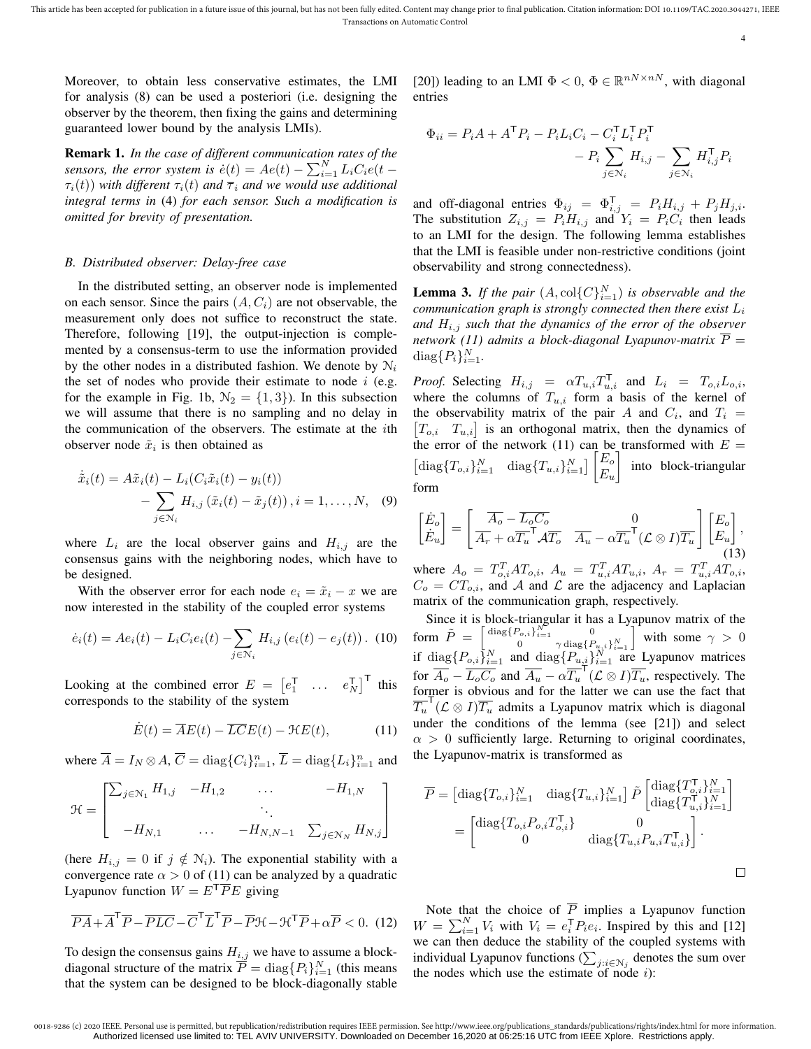Moreover, to obtain less conservative estimates, the LMI for analysis (8) can be used a posteriori (i.e. designing the observer by the theorem, then fixing the gains and determining guaranteed lower bound by the analysis LMIs).

**Remark 1.** *In the case of different communication rates of the sensors, the error system is $\dot{e}(t) = Ae(t) - \sum_{i=1}^{N} L_i C_i e(t - \tau_i(t))$ with different $\tau_i(t)$ and $\overline{\tau}_i$ and we would use additional integral terms in (4) for each sensor. Such a modification is omitted for brevity of presentation.*

### B. Distributed observer: Delay-free case

In the distributed setting, an observer node is implemented on each sensor. Since the pairs $(A, C_i)$ are not observable, the measurement only does not suffice to reconstruct the state. Therefore, following [19], the output-injection is complemented by a consensus-term to use the information provided by the other nodes in a distributed fashion. We denote by $\mathbb{N}_i$ the set of nodes who provide their estimate to node $i$ (e.g. for the example in Fig. 1b, $\mathbb{N}_2 = \{1, 3\}$). In this subsection we will assume that there is no sampling and no delay in the communication of the observers. The estimate at the $i$th observer node $\tilde{x}_i$ is then obtained as

$$
\begin{aligned}
\dot{\tilde{x}}_i(t) = A\tilde{x}_i(t) - L_i(C_i\tilde{x}_i(t) - y_i(t)) \\
- \sum_{j \in \mathbb{N}_i} H_{i,j} \left(\tilde{x}_i(t) - \tilde{x}_j(t)\right), i = 1, \dots, N, \quad (9)
\end{aligned}
$$

where $L_i$ are the local observer gains and $H_{i,j}$ are the consensus gains with the neighboring nodes, which have to be designed.

With the observer error for each node $e_i = \tilde{x}_i - x$ we are now interested in the stability of the coupled error systems

$$
\dot{e}_i(t) = Ae_i(t) - L_i C_i e_i(t) - \sum_{j \in \mathbb{N}_i} H_{i,j} \left(e_i(t) - e_j(t)\right). \quad (10)
$$

Looking at the combined error $E = \begin{bmatrix} e_1^\mathsf{T} & \dots & e_N^\mathsf{T} \end{bmatrix}^\mathsf{T}$ this corresponds to the stability of the system

$$
\dot{E}(t) = \overline{A}E(t) - \overline{LC}E(t) - \mathcal{H}E(t), \quad (11)
$$

where $\overline{A} = I_N \otimes A$, $\overline{C} = \operatorname{diag}\{C_i\}_{i=1}^n$, $\overline{L} = \operatorname{diag}\{L_i\}_{i=1}^n$ and

$$
\mathcal{H} = \begin{bmatrix} \sum_{j \in \mathbb{N}_1} H_{1,j} & -H_{1,2} & \dots & -H_{1,N} \\ & & \ddots & \\ -H_{N,1} & \dots & -H_{N,N-1} & \sum_{j \in \mathbb{N}_N} H_{N,j} \end{bmatrix}
$$

(here $H_{i,j} = 0$ if $j \notin \mathbb{N}_i$). The exponential stability with a convergence rate $\alpha > 0$ of (11) can be analyzed by a quadratic Lyapunov function $W = E^\mathsf{T} \overline{P} E$ giving

$$
\overline{PA} + \overline{A}^\mathsf{T}\overline{P} - \overline{PLC} - \overline{C}^\mathsf{T}\overline{L}^\mathsf{T}\overline{P} - \overline{P}\mathcal{H} - \mathcal{H}^\mathsf{T}\overline{P} + \alpha\overline{P} < 0. \quad (12)
$$

To design the consensus gains $H_{i,j}$ we have to assume a block-diagonal structure of the matrix $\overline{P} = \operatorname{diag}\{P_i\}_{i=1}^N$ (this means that the system can be designed to be block-diagonally stable [20]) leading to an LMI $\Phi < 0$, $\Phi \in \mathbb{R}^{nN \times nN}$, with diagonal entries

$$
\begin{aligned}
\Phi_{ii} = P_i A + A^\mathsf{T} P_i - P_i L_i C_i - C_i^\mathsf{T} L_i^\mathsf{T} P_i^\mathsf{T} \\
- P_i \sum_{j \in \mathbb{N}_i} H_{i,j} - \sum_{j \in \mathbb{N}_i} H_{i,j}^\mathsf{T} P_i
\end{aligned}
$$

and off-diagonal entries $\Phi_{ij} = \Phi_{i,j}^\mathsf{T} = P_i H_{i,j} + P_j H_{j,i}$. The substitution $Z_{i,j} = P_i H_{i,j}$ and $Y_i = P_i C_i$ then leads to an LMI for the design. The following lemma establishes that the LMI is feasible under non-restrictive conditions (joint observability and strong connectedness).

**Lemma 3.** *If the pair $(A, \operatorname{col}\{C\}_{i=1}^N)$ is observable and the communication graph is strongly connected then there exist $L_i$ and $H_{i,j}$ such that the dynamics of the error of the observer network (11) admits a block-diagonal Lyapunov-matrix $\overline{P} = \operatorname{diag}\{P_i\}_{i=1}^N$.*

*Proof.* Selecting $H_{i,j} = \alpha T_{u,i} T_{u,i}^\mathsf{T}$ and $L_i = T_{o,i} L_{o,i}$, where the columns of $T_{u,i}$ form a basis of the kernel of the observability matrix of the pair $A$ and $C_i$, and $T_i = \begin{bmatrix} T_{o,i} & T_{u,i} \end{bmatrix}$ is an orthogonal matrix, then the dynamics of the error of the network (11) can be transformed with $E = \begin{bmatrix} \operatorname{diag}\{T_{o,i}\}_{i=1}^N & \operatorname{diag}\{T_{u,i}\}_{i=1}^N \end{bmatrix} \begin{bmatrix} E_o \\ E_u \end{bmatrix}$ into block-triangular form

$$
\begin{bmatrix} \dot{E}_o \\ \dot{E}_u \end{bmatrix} = \begin{bmatrix} \overline{A_o} - \overline{L_o C_o} & 0 \\ \overline{A_r} + \alpha \overline{T_u}^\mathsf{T} \mathcal{A} \overline{T_o} & \overline{A_u} - \alpha \overline{T_u}^\mathsf{T} (\mathcal{L} \otimes I) \overline{T_u} \end{bmatrix} \begin{bmatrix} E_o \\ E_u \end{bmatrix}, \quad (13)
$$

where $A_o = T_{o,i}^T A T_{o,i}$, $A_u = T_{u,i}^T A T_{u,i}$, $A_r = T_{u,i}^T A T_{o,i}$, $C_o = C T_{o,i}$, and $\mathcal{A}$ and $\mathcal{L}$ are the adjacency and Laplacian matrix of the communication graph, respectively.

Since it is block-triangular it has a Lyapunov matrix of the form $\tilde{P} = \begin{bmatrix} \operatorname{diag}\{P_{o,i}\}_{i=1}^N & 0 \\ 0 & \gamma \operatorname{diag}\{P_{u,i}\}_{i=1}^N \end{bmatrix}$ with some $\gamma > 0$ if $\operatorname{diag}\{P_{o,i}\}_{i=1}^N$ and $\operatorname{diag}\{P_{u,i}\}_{i=1}^N$ are Lyapunov matrices for $\overline{A_o} - \overline{L_o C_o}$ and $\overline{A_u} - \alpha \overline{T_u}^\mathsf{T} (\mathcal{L} \otimes I) \overline{T_u}$, respectively. The former is obvious and for the latter we can use the fact that $\overline{T_u}^\mathsf{T} (\mathcal{L} \otimes I) \overline{T_u}$ admits a Lyapunov matrix which is diagonal under the conditions of the lemma (see [21]) and select $\alpha > 0$ sufficiently large. Returning to original coordinates, the Lyapunov-matrix is transformed as

$$
\begin{aligned}
\overline{P} &= \begin{bmatrix} \operatorname{diag}\{T_{o,i}\}_{i=1}^N & \operatorname{diag}\{T_{u,i}\}_{i=1}^N \end{bmatrix} \tilde{P} \begin{bmatrix} \operatorname{diag}\{T_{o,i}^\mathsf{T}\}_{i=1}^N \\ \operatorname{diag}\{T_{u,i}^\mathsf{T}\}_{i=1}^N \end{bmatrix} \\
&= \begin{bmatrix} \operatorname{diag}\{T_{o,i} P_{o,i} T_{o,i}^\mathsf{T}\} & 0 \\ 0 & \operatorname{diag}\{T_{u,i} P_{u,i} T_{u,i}^\mathsf{T}\} \end{bmatrix}.
\end{aligned}
$$

□

Note that the choice of $\overline{P}$ implies a Lyapunov function $W = \sum_{i=1}^N V_i$ with $V_i = e_i^\mathsf{T} P_i e_i$. Inspired by this and [12] we can then deduce the stability of the coupled systems with individual Lyapunov functions ($\sum_{j: i \in \mathbb{N}_j}$ denotes the sum over the nodes which use the estimate of node $i$):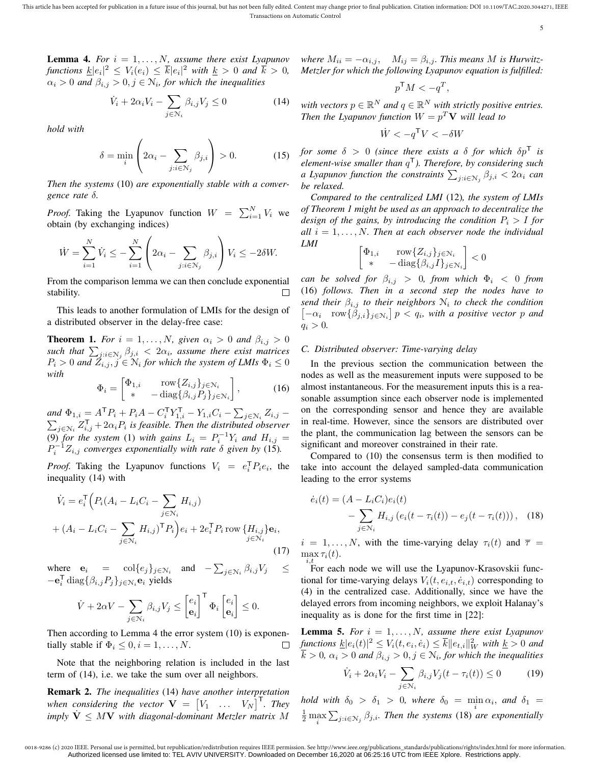**Lemma 4.** *For $i = 1, \ldots, N$, assume there exist Lyapunov functions $\underline{k}|e_i|^2 \le V_i(e_i) \le \overline{k}|e_i|^2$ with $\underline{k} > 0$ and $\overline{k} > 0$, $\alpha_i > 0$ and $\beta_{i,j} > 0, j \in \mathcal{N}_i$, for which the inequalities*

$$\dot{V}_i + 2\alpha_i V_i - \sum_{j \in \mathcal{N}_i} \beta_{i,j} V_j \le 0 \tag{14}$$

*hold with*

$$\delta = \min_i \left( 2\alpha_i - \sum_{j: i \in \mathcal{N}_j} \beta_{j,i} \right) > 0. \tag{15}$$

*Then the systems* (10) *are exponentially stable with a convergence rate $\delta$.*

*Proof.* Taking the Lyapunov function $W = \sum_{i=1}^{N} V_i$ we obtain (by exchanging indices)

$$\dot{W} = \sum_{i=1}^{N} \dot{V}_i \le -\sum_{i=1}^{N} \left( 2\alpha_i - \sum_{j: i \in \mathcal{N}_j} \beta_{j,i} \right) V_i \le -2\delta W.$$

From the comparison lemma we can then conclude exponential stability. □

This leads to another formulation of LMIs for the design of a distributed observer in the delay-free case:

**Theorem 1.** *For $i = 1, \ldots, N$, given $\alpha_i > 0$ and $\beta_{i,j} > 0$ such that $\sum_{j: i \in \mathcal{N}_j} \beta_{j,i} < 2\alpha_i$, assume there exist matrices $P_i > 0$ and $Z_{i,j}, j \in \mathcal{N}_i$ for which the system of LMIs $\Phi_i \le 0$ with*

$$\Phi_i = \begin{bmatrix} \Phi_{1,i} & \operatorname{row}\{Z_{i,j}\}_{j \in \mathcal{N}_i} \\ * & -\operatorname{diag}\{\beta_{i,j} P_j\}_{j \in \mathcal{N}_i} \end{bmatrix}, \tag{16}$$

*and $\Phi_{1,i} = A^{\mathsf{T}} P_i + P_i A - C_i^{\mathsf{T}} Y_{1,i}^{\mathsf{T}} - Y_{1,i} C_i - \sum_{j \in \mathcal{N}_i} Z_{i,j} - \sum_{j \in \mathcal{N}_i} Z_{i,j}^{\mathsf{T}} + 2\alpha_i P_i$ is feasible. Then the distributed observer* (9) *for the system* (1) *with gains $L_i = P_i^{-1} Y_i$ and $H_{i,j} = P_i^{-1} Z_{i,j}$ converges exponentially with rate $\delta$ given by* (15).

*Proof.* Taking the Lyapunov functions $V_i = e_i^{\mathsf{T}} P_i e_i$, the inequality (14) with

$$\begin{aligned} \dot{V}_i = e_i^{\mathsf{T}} \Big( & P_i (A_i - L_i C_i - \sum_{j \in \mathcal{N}_i} H_{i,j}) \\ & + (A_i - L_i C_i - \sum_{j \in \mathcal{N}_i} H_{i,j})^{\mathsf{T}} P_i \Big) e_i + 2 e_i^{\mathsf{T}} P_i \operatorname{row}_{j \in \mathcal{N}_i} \{H_{i,j}\} \mathbf{e}_i, \end{aligned} \tag{17}$$

where $\mathbf{e}_i = \operatorname{col}\{e_j\}_{j \in \mathcal{N}_i}$ and $-\sum_{j \in \mathcal{N}_i} \beta_{i,j} V_j \le -\mathbf{e}_i^{\mathsf{T}} \operatorname{diag}\{\beta_{i,j} P_j\}_{j \in \mathcal{N}_i} \mathbf{e}_i$ yields

$$\dot{V} + 2\alpha V - \sum_{j \in \mathcal{N}_i} \beta_{i,j} V_j \le \begin{bmatrix} e_i \\ \mathbf{e}_i \end{bmatrix}^{\mathsf{T}} \Phi_i \begin{bmatrix} e_i \\ \mathbf{e}_i \end{bmatrix} \le 0.$$

Then according to Lemma 4 the error system (10) is exponentially stable if $\Phi_i \le 0, i = 1, \ldots, N$. □

Note that the neighboring relation is included in the last term of (14), i.e. we take the sum over all neighbors.

**Remark 2.** *The inequalities* (14) *have another interpretation when considering the vector $\mathbf{V} = \begin{bmatrix} V_1 & \ldots & V_N \end{bmatrix}^{\mathsf{T}}$. They imply $\dot{\mathbf{V}} \le M\mathbf{V}$ with diagonal-dominant Metzler matrix $M$ where $M_{ii} = -\alpha_{i,j}$, $M_{ij} = \beta_{i,j}$. This means $M$ is Hurwitz-Metzler for which the following Lyapunov equation is fulfilled:*

$$p^{\mathsf{T}} M < -q^T,$$

*with vectors $p \in \mathbb{R}^N$ and $q \in \mathbb{R}^N$ with strictly positive entries. Then the Lyapunov function $W = p^T \mathbf{V}$ will lead to*

$$\dot{W} < -q^{\mathsf{T}} V < -\delta W$$

*for some $\delta > 0$ (since there exists a $\delta$ for which $\delta p^{\mathsf{T}}$ is element-wise smaller than $q^{\mathsf{T}}$). Therefore, by considering such a Lyapunov function the constraints $\sum_{j: i \in \mathcal{N}_j} \beta_{j,i} < 2\alpha_i$ can be relaxed.*

*Compared to the centralized LMI* (12)*, the system of LMIs of Theorem 1 might be used as an approach to decentralize the design of the gains, by introducing the condition $P_i > I$ for all $i = 1, \ldots, N$. Then at each observer node the individual LMI*

$$\begin{bmatrix} \Phi_{1,i} & \operatorname{row}\{Z_{i,j}\}_{j \in \mathcal{N}_i} \\ * & -\operatorname{diag}\{\beta_{i,j} I\}_{j \in \mathcal{N}_i} \end{bmatrix} < 0$$

*can be solved for $\beta_{i,j} > 0$, from which $\Phi_i < 0$ from* (16) *follows. Then in a second step the nodes have to send their $\beta_{i,j}$ to their neighbors $\mathcal{N}_i$ to check the condition $\begin{bmatrix} -\alpha_i & \operatorname{row}\{\beta_{j,i}\}_{j \in \mathcal{N}_i} \end{bmatrix} p < q_i$, with a positive vector $p$ and $q_i > 0$.*

### C. Distributed observer: Time-varying delay

In the previous section the communication between the nodes as well as the measurement inputs were supposed to be almost instantaneous. For the measurement inputs this is a reasonable assumption since each observer node is implemented on the corresponding sensor and hence they are available in real-time. However, since the sensors are distributed over the plant, the communication lag between the sensors can be significant and moreover constrained in their rate.

Compared to (10) the consensus term is then modified to take into account the delayed sampled-data communication leading to the error systems

$$\begin{aligned} \dot{e}_i(t) = {} & (A - L_i C_i) e_i(t) \\ & - \sum_{j \in \mathcal{N}_i} H_{i,j} \left( e_i(t - \tau_i(t)) - e_j(t - \tau_i(t)) \right), \end{aligned} \tag{18}$$

$i = 1, \ldots, N$, with the time-varying delay $\tau_i(t)$ and $\overline{\tau} = \max_{i,t} \tau_i(t)$.

For each node we will use the Lyapunov-Krasovskii functional for time-varying delays $V_i(t, e_{i,t}, \dot{e}_{i,t})$ corresponding to (4) in the centralized case. Additionally, since we have the delayed errors from incoming neighbors, we exploit Halanay's inequality as is done for the first time in [22]:

**Lemma 5.** *For $i = 1, \ldots, N$, assume there exist Lyapunov functions $\underline{k}|e_i(t)|^2 \le V_i(t, e_i, \dot{e}_i) \le \overline{k}\|e_{t,i}\|_W^2$ with $\underline{k} > 0$ and $\overline{k} > 0$, $\alpha_i > 0$ and $\beta_{i,j} > 0, j \in \mathcal{N}_i$, for which the inequalities*

$$\dot{V}_i + 2\alpha_i V_i - \sum_{j \in \mathcal{N}_i} \beta_{i,j} V_j(t - \tau_i(t)) \le 0 \tag{19}$$

*hold with $\delta_0 > \delta_1 > 0$, where $\delta_0 = \min_i \alpha_i$, and $\delta_1 = \frac{1}{2} \max_i \sum_{j: i \in \mathcal{N}_j} \beta_{j,i}$. Then the systems* (18) *are exponentially*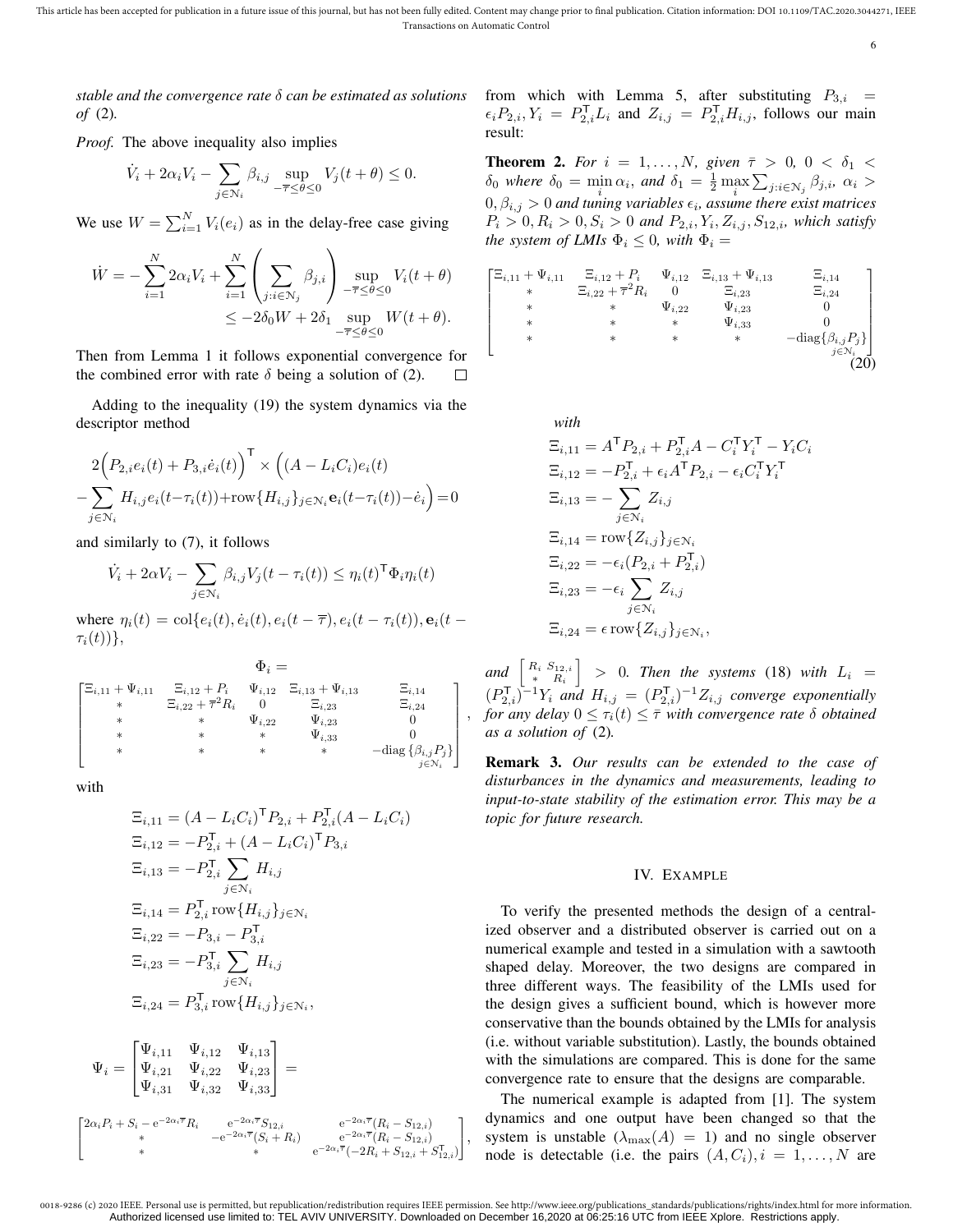*stable and the convergence rate $\delta$ can be estimated as solutions of* (2)*.*

*Proof.* The above inequality also implies

$$\dot{V}_i + 2\alpha_i V_i - \sum_{j\in\mathbb{N}_i} \beta_{i,j} \sup_{-\bar{\tau}\le\theta\le 0} V_j(t+\theta) \le 0.$$

We use $W = \sum_{i=1}^N V_i(e_i)$ as in the delay-free case giving

$$\dot{W} = -\sum_{i=1}^N 2\alpha_i V_i + \sum_{i=1}^N \left(\sum_{j:i\in\mathbb{N}_j} \beta_{j,i}\right) \sup_{-\bar{\tau}\le\theta\le 0} V_i(t+\theta) \le -2\delta_0 W + 2\delta_1 \sup_{-\bar{\tau}\le\theta\le 0} W(t+\theta).$$

Then from Lemma 1 it follows exponential convergence for the combined error with rate $\delta$ being a solution of (2). □

Adding to the inequality (19) the system dynamics via the descriptor method

$$2\Big(P_{2,i}e_i(t) + P_{3,i}\dot{e}_i(t)\Big)^\mathsf{T} \times \Big((A - L_iC_i)e_i(t) - \sum_{j\in\mathbb{N}_i} H_{i,j}e_i(t-\tau_i(t)) + \mathrm{row}\{H_{i,j}\}_{j\in\mathbb{N}_i}\mathbf{e}_i(t-\tau_i(t)) - \dot{e}_i\Big) = 0$$

and similarly to (7), it follows

$$\dot{V}_i + 2\alpha V_i - \sum_{j\in\mathbb{N}_i} \beta_{i,j} V_j(t-\tau_i(t)) \le \eta_i(t)^\mathsf{T}\Phi_i\eta_i(t)$$

where $\eta_i(t) = \mathrm{col}\{e_i(t), \dot{e}_i(t), e_i(t-\bar{\tau}), e_i(t-\tau_i(t)), \mathbf{e}_i(t-\tau_i(t))\}$,

$$\Phi_i = \begin{bmatrix} \Xi_{i,11}+\Psi_{i,11} & \Xi_{i,12}+P_i & \Psi_{i,12} & \Xi_{i,13}+\Psi_{i,13} & \Xi_{i,14} \\ * & \Xi_{i,22}+\bar{\tau}^2R_i & 0 & \Xi_{i,23} & \Xi_{i,24} \\ * & * & \Psi_{i,22} & \Psi_{i,23} & 0 \\ * & * & * & \Psi_{i,33} & 0 \\ * & * & * & * & -\mathrm{diag}\,\{\beta_{i,j}P_j\}_{j\in\mathbb{N}_i} \end{bmatrix},$$

with

$$\begin{aligned}
\Xi_{i,11} &= (A - L_iC_i)^\mathsf{T}P_{2,i} + P_{2,i}^\mathsf{T}(A - L_iC_i) \\
\Xi_{i,12} &= -P_{2,i}^\mathsf{T} + (A - L_iC_i)^\mathsf{T}P_{3,i} \\
\Xi_{i,13} &= -P_{2,i}^\mathsf{T}\sum_{j\in\mathbb{N}_i} H_{i,j} \\
\Xi_{i,14} &= P_{2,i}^\mathsf{T}\,\mathrm{row}\{H_{i,j}\}_{j\in\mathbb{N}_i} \\
\Xi_{i,22} &= -P_{3,i} - P_{3,i}^\mathsf{T} \\
\Xi_{i,23} &= -P_{3,i}^\mathsf{T}\sum_{j\in\mathbb{N}_i} H_{i,j} \\
\Xi_{i,24} &= P_{3,i}^\mathsf{T}\,\mathrm{row}\{H_{i,j}\}_{j\in\mathbb{N}_i},
\end{aligned}$$

$$\Psi_i = \begin{bmatrix} \Psi_{i,11} & \Psi_{i,12} & \Psi_{i,13} \\ \Psi_{i,21} & \Psi_{i,22} & \Psi_{i,23} \\ \Psi_{i,31} & \Psi_{i,32} & \Psi_{i,33} \end{bmatrix} =$$

$$\begin{bmatrix} 2\alpha_iP_i + S_i - \mathrm{e}^{-2\alpha_i\bar{\tau}}R_i & \mathrm{e}^{-2\alpha_i\bar{\tau}}S_{12,i} & \mathrm{e}^{-2\alpha_i\bar{\tau}}(R_i - S_{12,i}) \\ * & -\mathrm{e}^{-2\alpha_i\bar{\tau}}(S_i + R_i) & \mathrm{e}^{-2\alpha_i\bar{\tau}}(R_i - S_{12,i}) \\ * & * & \mathrm{e}^{-2\alpha_i\bar{\tau}}(-2R_i + S_{12,i} + S_{12,i}^\mathsf{T}) \end{bmatrix},$$

from which with Lemma 5, after substituting $P_{3,i} = \epsilon_iP_{2,i}, Y_i = P_{2,i}^\mathsf{T}L_i$ and $Z_{i,j} = P_{2,i}^\mathsf{T}H_{i,j}$, follows our main result:

**Theorem 2.** *For $i = 1,\ldots,N$, given $\bar{\tau} > 0$, $0 < \delta_1 < \delta_0$ where $\delta_0 = \min_i \alpha_i$, and $\delta_1 = \frac{1}{2}\max_i \sum_{j:i\in\mathbb{N}_j} \beta_{j,i}$, $\alpha_i > 0, \beta_{i,j} > 0$ and tuning variables $\epsilon_i$, assume there exist matrices $P_i > 0, R_i > 0, S_i > 0$ and $P_{2,i}, Y_i, Z_{i,j}, S_{12,i}$, which satisfy the system of LMIs $\Phi_i \le 0$, with $\Phi_i =$*

$$\begin{bmatrix} \Xi_{i,11}+\Psi_{i,11} & \Xi_{i,12}+P_i & \Psi_{i,12} & \Xi_{i,13}+\Psi_{i,13} & \Xi_{i,14} \\ * & \Xi_{i,22}+\bar{\tau}^2R_i & 0 & \Xi_{i,23} & \Xi_{i,24} \\ * & * & \Psi_{i,22} & \Psi_{i,23} & 0 \\ * & * & * & \Psi_{i,33} & 0 \\ * & * & * & * & -\mathrm{diag}\{\beta_{i,j}P_j\}_{j\in\mathbb{N}_i} \end{bmatrix} \tag{20}$$

*with*

$$\begin{aligned}
\Xi_{i,11} &= A^\mathsf{T}P_{2,i} + P_{2,i}^\mathsf{T}A - C_i^\mathsf{T}Y_i^\mathsf{T} - Y_iC_i \\
\Xi_{i,12} &= -P_{2,i}^\mathsf{T} + \epsilon_iA^\mathsf{T}P_{2,i} - \epsilon_iC_i^\mathsf{T}Y_i^\mathsf{T} \\
\Xi_{i,13} &= -\sum_{j\in\mathbb{N}_i} Z_{i,j} \\
\Xi_{i,14} &= \mathrm{row}\{Z_{i,j}\}_{j\in\mathbb{N}_i} \\
\Xi_{i,22} &= -\epsilon_i(P_{2,i} + P_{2,i}^\mathsf{T}) \\
\Xi_{i,23} &= -\epsilon_i\sum_{j\in\mathbb{N}_i} Z_{i,j} \\
\Xi_{i,24} &= \epsilon\,\mathrm{row}\{Z_{i,j}\}_{j\in\mathbb{N}_i},
\end{aligned}$$

*and $\left[\begin{smallmatrix} R_i & S_{12,i} \\ * & R_i \end{smallmatrix}\right] > 0$. Then the systems* (18) *with $L_i = (P_{2,i}^\mathsf{T})^{-1}Y_i$ and $H_{i,j} = (P_{2,i}^\mathsf{T})^{-1}Z_{i,j}$ converge exponentially for any delay $0 \le \tau_i(t) \le \bar{\tau}$ with convergence rate $\delta$ obtained as a solution of* (2)*.*

**Remark 3.** *Our results can be extended to the case of disturbances in the dynamics and measurements, leading to input-to-state stability of the estimation error. This may be a topic for future research.*

## IV. Example

To verify the presented methods the design of a centralized observer and a distributed observer is carried out on a numerical example and tested in a simulation with a sawtooth shaped delay. Moreover, the two designs are compared in three different ways. The feasibility of the LMIs used for the design gives a sufficient bound, which is however more conservative than the bounds obtained by the LMIs for analysis (i.e. without variable substitution). Lastly, the bounds obtained with the simulations are compared. This is done for the same convergence rate to ensure that the designs are comparable.

The numerical example is adapted from [1]. The system dynamics and one output have been changed so that the system is unstable ($\lambda_{\max}(A) = 1$) and no single observer node is detectable (i.e. the pairs $(A, C_i), i = 1,\ldots,N$ are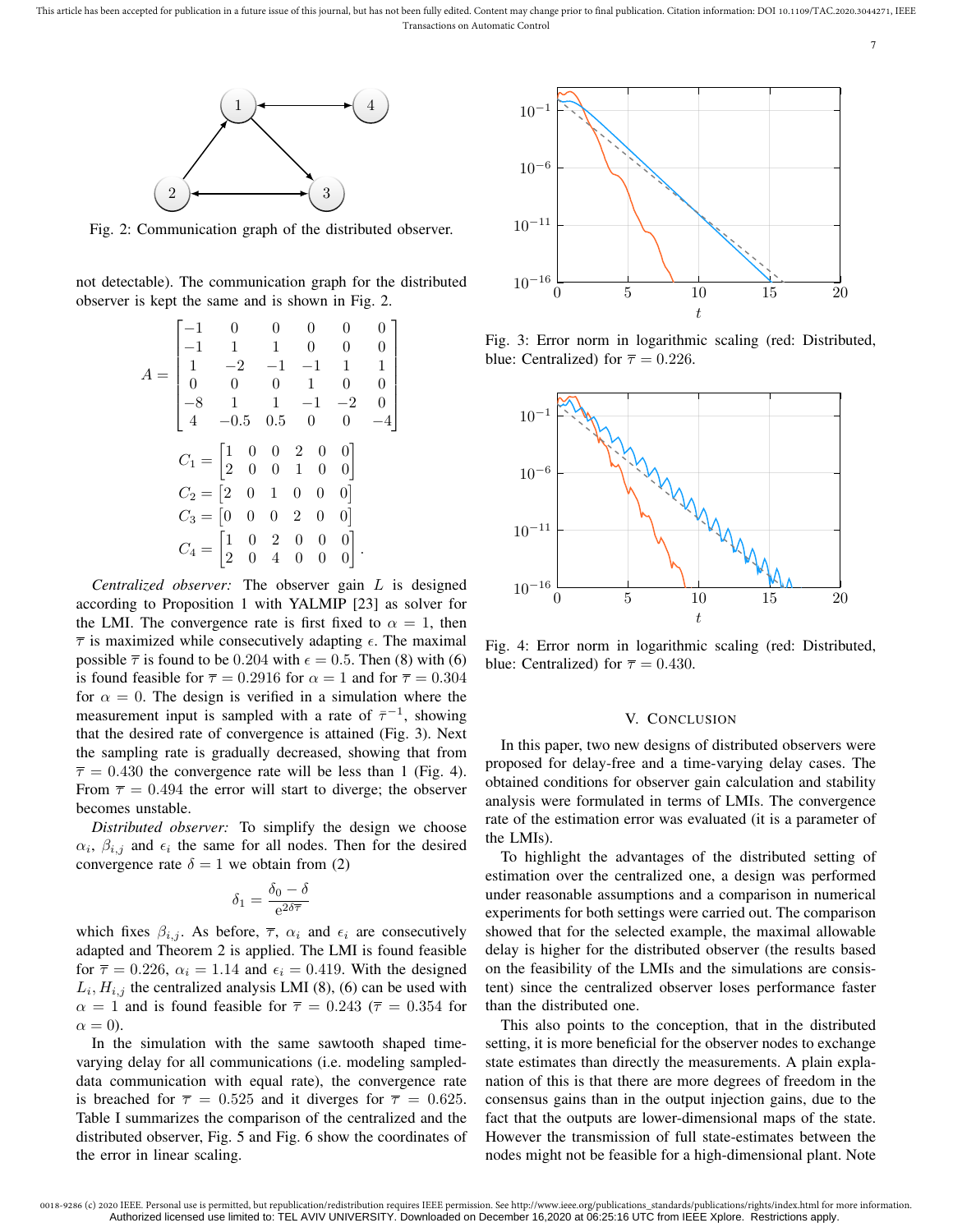Fig. 2: Communication graph of the distributed observer.

not detectable). The communication graph for the distributed observer is kept the same and is shown in Fig. 2.

$$A = \begin{bmatrix} -1 & 0 & 0 & 0 & 0 & 0 \\ -1 & 1 & 1 & 0 & 0 & 0 \\ 1 & -2 & -1 & -1 & 1 & 1 \\ 0 & 0 & 0 & 1 & 0 & 0 \\ -8 & 1 & 1 & -1 & -2 & 0 \\ 4 & -0.5 & 0.5 & 0 & 0 & -4 \end{bmatrix}$$

$$C_1 = \begin{bmatrix} 1 & 0 & 0 & 2 & 0 & 0 \\ 2 & 0 & 0 & 1 & 0 & 0 \end{bmatrix}$$

$$C_2 = \begin{bmatrix} 2 & 0 & 1 & 0 & 0 & 0 \end{bmatrix}$$

$$C_3 = \begin{bmatrix} 0 & 0 & 0 & 2 & 0 & 0 \end{bmatrix}$$

$$C_4 = \begin{bmatrix} 1 & 0 & 2 & 0 & 0 & 0 \\ 2 & 0 & 4 & 0 & 0 & 0 \end{bmatrix}.$$

*Centralized observer:* The observer gain $L$ is designed according to Proposition 1 with YALMIP [23] as solver for the LMI. The convergence rate is first fixed to $\alpha = 1$, then $\overline{\tau}$ is maximized while consecutively adapting $\epsilon$. The maximal possible $\overline{\tau}$ is found to be $0.204$ with $\epsilon = 0.5$. Then (8) with (6) is found feasible for $\overline{\tau} = 0.2916$ for $\alpha = 1$ and for $\overline{\tau} = 0.304$ for $\alpha = 0$. The design is verified in a simulation where the measurement input is sampled with a rate of $\overline{\tau}^{-1}$, showing that the desired rate of convergence is attained (Fig. 3). Next the sampling rate is gradually decreased, showing that from $\overline{\tau} = 0.430$ the convergence rate will be less than 1 (Fig. 4). From $\overline{\tau} = 0.494$ the error will start to diverge; the observer becomes unstable.

*Distributed observer:* To simplify the design we choose $\alpha_i$, $\beta_{i,j}$ and $\epsilon_i$ the same for all nodes. Then for the desired convergence rate $\delta = 1$ we obtain from (2)

$$\delta_1 = \frac{\delta_0 - \delta}{\mathrm{e}^{2\delta\overline{\tau}}}$$

which fixes $\beta_{i,j}$. As before, $\overline{\tau}$, $\alpha_i$ and $\epsilon_i$ are consecutively adapted and Theorem 2 is applied. The LMI is found feasible for $\overline{\tau} = 0.226$, $\alpha_i = 1.14$ and $\epsilon_i = 0.419$. With the designed $L_i, H_{i,j}$ the centralized analysis LMI (8), (6) can be used with $\alpha = 1$ and is found feasible for $\overline{\tau} = 0.243$ ($\overline{\tau} = 0.354$ for $\alpha = 0$).

In the simulation with the same sawtooth shaped time-varying delay for all communications (i.e. modeling sampled-data communication with equal rate), the convergence rate is breached for $\overline{\tau} = 0.525$ and it diverges for $\overline{\tau} = 0.625$. Table I summarizes the comparison of the centralized and the distributed observer, Fig. 5 and Fig. 6 show the coordinates of the error in linear scaling.

Fig. 3: Error norm in logarithmic scaling (red: Distributed, blue: Centralized) for $\overline{\tau} = 0.226$.

Fig. 4: Error norm in logarithmic scaling (red: Distributed, blue: Centralized) for $\overline{\tau} = 0.430$.

## V. Conclusion

In this paper, two new designs of distributed observers were proposed for delay-free and a time-varying delay cases. The obtained conditions for observer gain calculation and stability analysis were formulated in terms of LMIs. The convergence rate of the estimation error was evaluated (it is a parameter of the LMIs).

To highlight the advantages of the distributed setting of estimation over the centralized one, a design was performed under reasonable assumptions and a comparison in numerical experiments for both settings were carried out. The comparison showed that for the selected example, the maximal allowable delay is higher for the distributed observer (the results based on the feasibility of the LMIs and the simulations are consistent) since the centralized observer loses performance faster than the distributed one.

This also points to the conception, that in the distributed setting, it is more beneficial for the observer nodes to exchange state estimates than directly the measurements. A plain explanation of this is that there are more degrees of freedom in the consensus gains than in the output injection gains, due to the fact that the outputs are lower-dimensional maps of the state. However the transmission of full state-estimates between the nodes might not be feasible for a high-dimensional plant. Note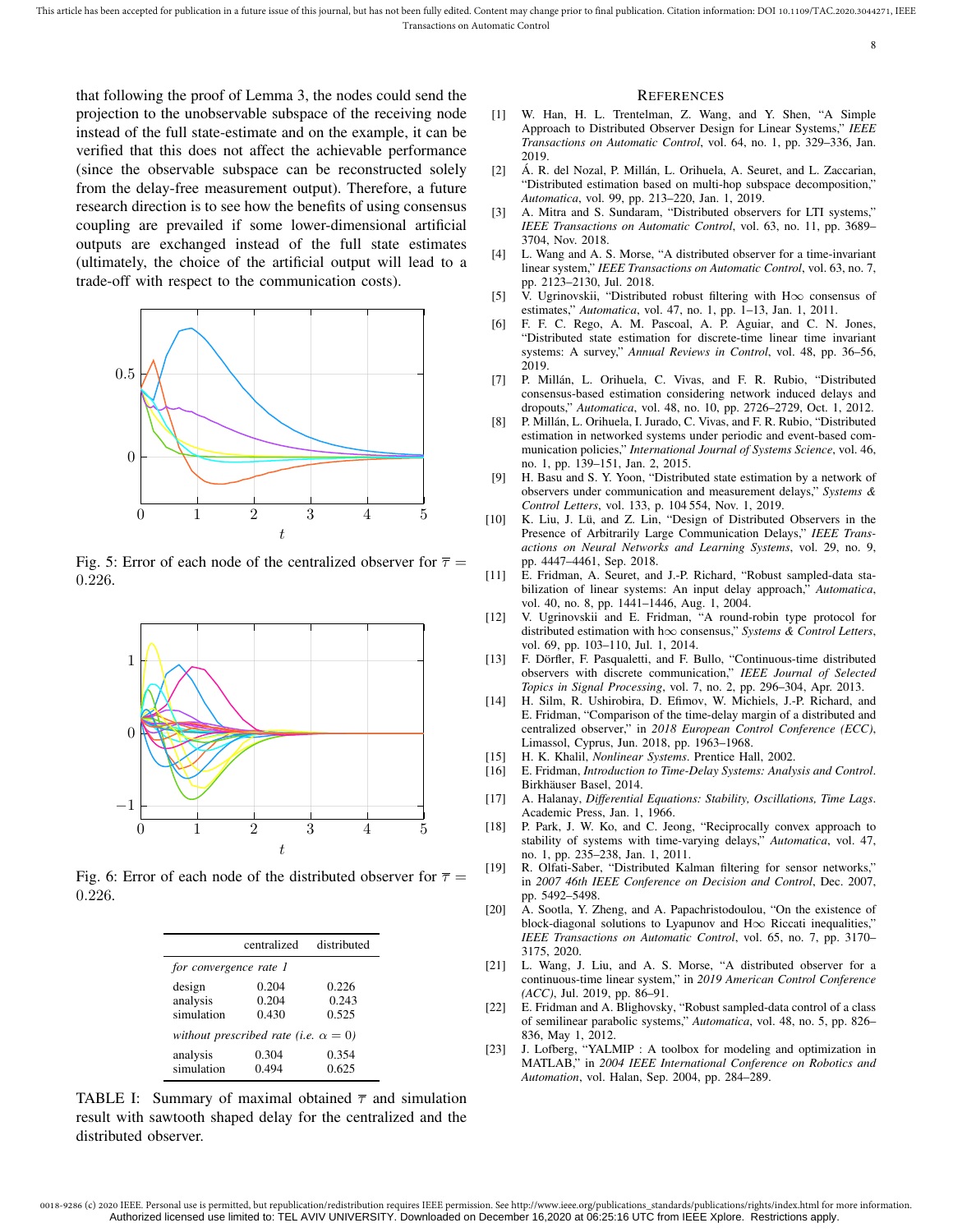that following the proof of Lemma 3, the nodes could send the projection to the unobservable subspace of the receiving node instead of the full state-estimate and on the example, it can be verified that this does not affect the achievable performance (since the observable subspace can be reconstructed solely from the delay-free measurement output). Therefore, a future research direction is to see how the benefits of using consensus coupling are prevailed if some lower-dimensional artificial outputs are exchanged instead of the full state estimates (ultimately, the choice of the artificial output will lead to a trade-off with respect to the communication costs).

0.5
0
0 1 2 3 4 5
$t$

Fig. 5: Error of each node of the centralized observer for $\overline{\tau} = 0.226$.

1
0
−1
0 1 2 3 4 5
$t$

Fig. 6: Error of each node of the distributed observer for $\overline{\tau} = 0.226$.

| | centralized | distributed |
|---|---|---|
| *for convergence rate 1* | | |
| design | 0.204 | 0.226 |
| analysis | 0.204 | 0.243 |
| simulation | 0.430 | 0.525 |
| *without prescribed rate (i.e. $\alpha = 0$)* | | |
| analysis | 0.304 | 0.354 |
| simulation | 0.494 | 0.625 |

TABLE I: Summary of maximal obtained $\overline{\tau}$ and simulation result with sawtooth shaped delay for the centralized and the distributed observer.

## References

[1] W. Han, H. L. Trentelman, Z. Wang, and Y. Shen, "A Simple Approach to Distributed Observer Design for Linear Systems," *IEEE Transactions on Automatic Control*, vol. 64, no. 1, pp. 329–336, Jan. 2019.

[2] Á. R. del Nozal, P. Millán, L. Orihuela, A. Seuret, and L. Zaccarian, "Distributed estimation based on multi-hop subspace decomposition," *Automatica*, vol. 99, pp. 213–220, Jan. 1, 2019.

[3] A. Mitra and S. Sundaram, "Distributed observers for LTI systems," *IEEE Transactions on Automatic Control*, vol. 63, no. 11, pp. 3689–3704, Nov. 2018.

[4] L. Wang and A. S. Morse, "A distributed observer for a time-invariant linear system," *IEEE Transactions on Automatic Control*, vol. 63, no. 7, pp. 2123–2130, Jul. 2018.

[5] V. Ugrinovskii, "Distributed robust filtering with H∞ consensus of estimates," *Automatica*, vol. 47, no. 1, pp. 1–13, Jan. 1, 2011.

[6] F. F. C. Rego, A. M. Pascoal, A. P. Aguiar, and C. N. Jones, "Distributed state estimation for discrete-time linear time invariant systems: A survey," *Annual Reviews in Control*, vol. 48, pp. 36–56, 2019.

[7] P. Millán, L. Orihuela, C. Vivas, and F. R. Rubio, "Distributed consensus-based estimation considering network induced delays and dropouts," *Automatica*, vol. 48, no. 10, pp. 2726–2729, Oct. 1, 2012.

[8] P. Millán, L. Orihuela, I. Jurado, C. Vivas, and F. R. Rubio, "Distributed estimation in networked systems under periodic and event-based communication policies," *International Journal of Systems Science*, vol. 46, no. 1, pp. 139–151, Jan. 2, 2015.

[9] H. Basu and S. Y. Yoon, "Distributed state estimation by a network of observers under communication and measurement delays," *Systems & Control Letters*, vol. 133, p. 104 554, Nov. 1, 2019.

[10] K. Liu, J. Lü, and Z. Lin, "Design of Distributed Observers in the Presence of Arbitrarily Large Communication Delays," *IEEE Transactions on Neural Networks and Learning Systems*, vol. 29, no. 9, pp. 4447–4461, Sep. 2018.

[11] E. Fridman, A. Seuret, and J.-P. Richard, "Robust sampled-data stabilization of linear systems: An input delay approach," *Automatica*, vol. 40, no. 8, pp. 1441–1446, Aug. 1, 2004.

[12] V. Ugrinovskii and E. Fridman, "A round-robin type protocol for distributed estimation with h∞ consensus," *Systems & Control Letters*, vol. 69, pp. 103–110, Jul. 1, 2014.

[13] F. Dörfler, F. Pasqualetti, and F. Bullo, "Continuous-time distributed observers with discrete communication," *IEEE Journal of Selected Topics in Signal Processing*, vol. 7, no. 2, pp. 296–304, Apr. 2013.

[14] H. Silm, R. Ushirobira, D. Efimov, W. Michiels, J.-P. Richard, and E. Fridman, "Comparison of the time-delay margin of a distributed and centralized observer," in *2018 European Control Conference (ECC)*, Limassol, Cyprus, Jun. 2018, pp. 1963–1968.

[15] H. K. Khalil, *Nonlinear Systems*. Prentice Hall, 2002.

[16] E. Fridman, *Introduction to Time-Delay Systems: Analysis and Control*. Birkhäuser Basel, 2014.

[17] A. Halanay, *Differential Equations: Stability, Oscillations, Time Lags*. Academic Press, Jan. 1, 1966.

[18] P. Park, J. W. Ko, and C. Jeong, "Reciprocally convex approach to stability of systems with time-varying delays," *Automatica*, vol. 47, no. 1, pp. 235–238, Jan. 1, 2011.

[19] R. Olfati-Saber, "Distributed Kalman filtering for sensor networks," in *2007 46th IEEE Conference on Decision and Control*, Dec. 2007, pp. 5492–5498.

[20] A. Sootla, Y. Zheng, and A. Papachristodoulou, "On the existence of block-diagonal solutions to Lyapunov and H∞ Riccati inequalities," *IEEE Transactions on Automatic Control*, vol. 65, no. 7, pp. 3170–3175, 2020.

[21] L. Wang, J. Liu, and A. S. Morse, "A distributed observer for a continuous-time linear system," in *2019 American Control Conference (ACC)*, Jul. 2019, pp. 86–91.

[22] E. Fridman and A. Blighovsky, "Robust sampled-data control of a class of semilinear parabolic systems," *Automatica*, vol. 48, no. 5, pp. 826–836, May 1, 2012.

[23] J. Lofberg, "YALMIP : A toolbox for modeling and optimization in MATLAB," in *2004 IEEE International Conference on Robotics and Automation*, vol. Halan, Sep. 2004, pp. 284–289.